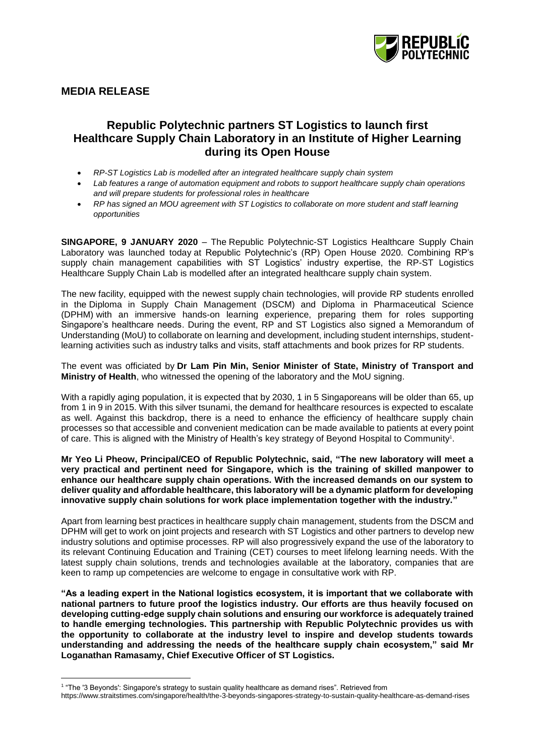**MEDIA RELEASE**

# Republic Polytechnic partners ST Logistics to launch first Healthcare Supply Chain Laboratory in an Institute of Higher Learning during its Open House

- *RP-ST Logistics Lab is modelled after an integrated healthcare supply chain system*
- *Lab features a range of automation equipment and robots to support healthcare supply chain operations and will prepare students for professional roles in healthcare*
- *RP has signed an MOU agreement with ST Logistics to collaborate on more student and staff learning opportunities*

**SINGAPORE, 9 JANUARY 2020** – The Republic Polytechnic-ST Logistics Healthcare Supply Chain Laboratory was launched today at Republic Polytechnic's (RP) Open House 2020. Combining RP's supply chain management capabilities with ST Logistics' industry expertise, the RP-ST Logistics Healthcare Supply Chain Lab is modelled after an integrated healthcare supply chain system.

The new facility, equipped with the newest supply chain technologies, will provide RP students enrolled in the Diploma in Supply Chain Management (DSCM) and Diploma in Pharmaceutical Science (DPHM) with an immersive hands-on learning experience, preparing them for roles supporting Singapore's healthcare needs. During the event, RP and ST Logistics also signed a Memorandum of Understanding (MoU) to collaborate on learning and development, including student internships, student-learning activities such as industry talks and visits, staff attachments and book prizes for RP students.

The event was officiated by **Dr Lam Pin Min, Senior Minister of State, Ministry of Transport and Ministry of Health**, who witnessed the opening of the laboratory and the MoU signing.

With a rapidly aging population, it is expected that by 2030, 1 in 5 Singaporeans will be older than 65, up from 1 in 9 in 2015. With this silver tsunami, the demand for healthcare resources is expected to escalate as well. Against this backdrop, there is a need to enhance the efficiency of healthcare supply chain processes so that accessible and convenient medication can be made available to patients at every point of care. This is aligned with the Ministry of Health's key strategy of Beyond Hospital to Community[1].

**Mr Yeo Li Pheow, Principal/CEO of Republic Polytechnic, said, "The new laboratory will meet a very practical and pertinent need for Singapore, which is the training of skilled manpower to enhance our healthcare supply chain operations. With the increased demands on our system to deliver quality and affordable healthcare, this laboratory will be a dynamic platform for developing innovative supply chain solutions for work place implementation together with the industry."**

Apart from learning best practices in healthcare supply chain management, students from the DSCM and DPHM will get to work on joint projects and research with ST Logistics and other partners to develop new industry solutions and optimise processes. RP will also progressively expand the use of the laboratory to its relevant Continuing Education and Training (CET) courses to meet lifelong learning needs. With the latest supply chain solutions, trends and technologies available at the laboratory, companies that are keen to ramp up competencies are welcome to engage in consultative work with RP.

**"As a leading expert in the National logistics ecosystem, it is important that we collaborate with national partners to future proof the logistics industry. Our efforts are thus heavily focused on developing cutting-edge supply chain solutions and ensuring our workforce is adequately trained to handle emerging technologies. This partnership with Republic Polytechnic provides us with the opportunity to collaborate at the industry level to inspire and develop students towards understanding and addressing the needs of the healthcare supply chain ecosystem," said Mr Loganathan Ramasamy, Chief Executive Officer of ST Logistics.**

---

[1] "The '3 Beyonds': Singapore's strategy to sustain quality healthcare as demand rises". Retrieved from https://www.straitstimes.com/singapore/health/the-3-beyonds-singapores-strategy-to-sustain-quality-healthcare-as-demand-rises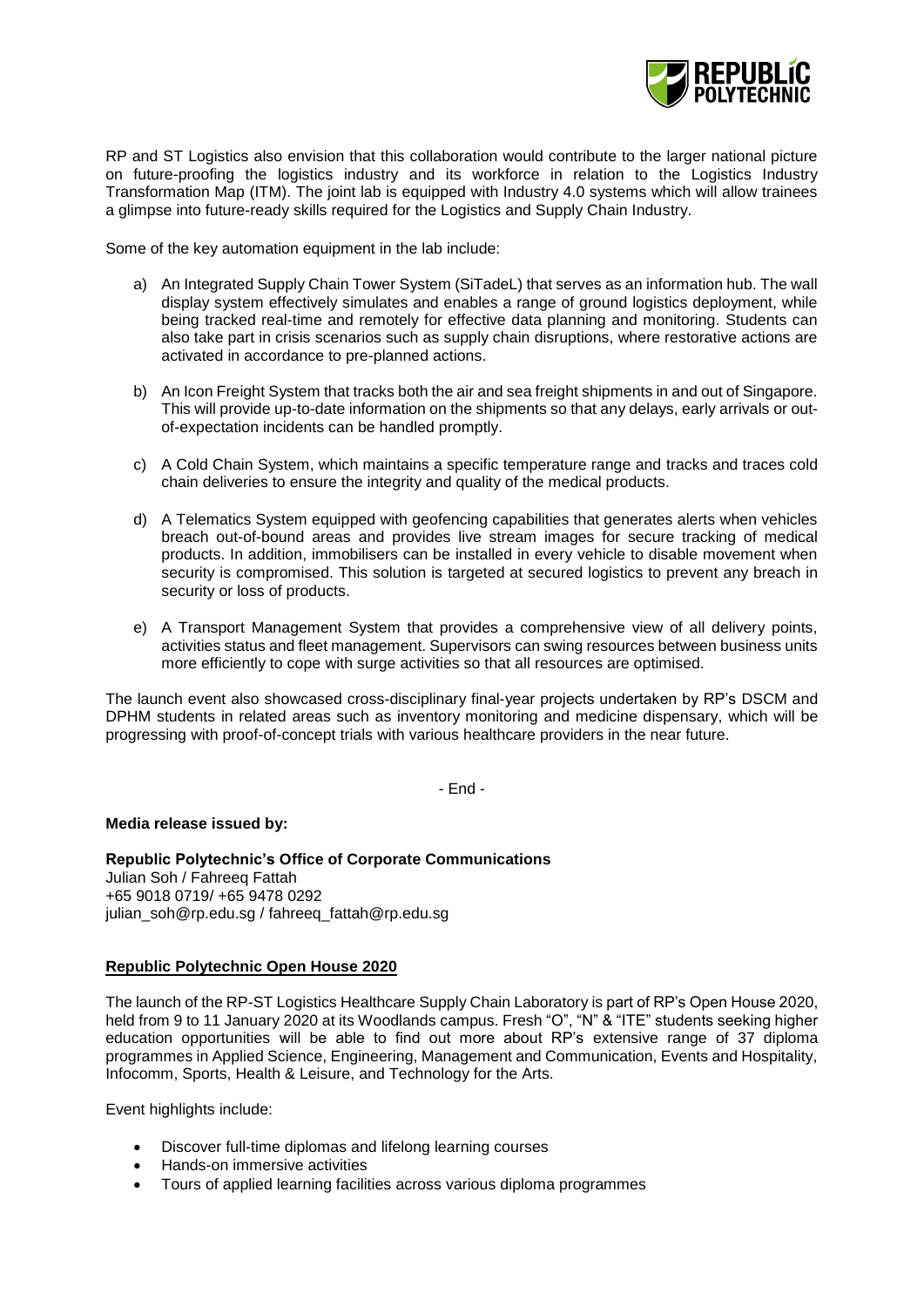RP and ST Logistics also envision that this collaboration would contribute to the larger national picture on future-proofing the logistics industry and its workforce in relation to the Logistics Industry Transformation Map (ITM). The joint lab is equipped with Industry 4.0 systems which will allow trainees a glimpse into future-ready skills required for the Logistics and Supply Chain Industry.

Some of the key automation equipment in the lab include:

a) An Integrated Supply Chain Tower System (SiTadeL) that serves as an information hub. The wall display system effectively simulates and enables a range of ground logistics deployment, while being tracked real-time and remotely for effective data planning and monitoring. Students can also take part in crisis scenarios such as supply chain disruptions, where restorative actions are activated in accordance to pre-planned actions.

b) An Icon Freight System that tracks both the air and sea freight shipments in and out of Singapore. This will provide up-to-date information on the shipments so that any delays, early arrivals or out-of-expectation incidents can be handled promptly.

c) A Cold Chain System, which maintains a specific temperature range and tracks and traces cold chain deliveries to ensure the integrity and quality of the medical products.

d) A Telematics System equipped with geofencing capabilities that generates alerts when vehicles breach out-of-bound areas and provides live stream images for secure tracking of medical products. In addition, immobilisers can be installed in every vehicle to disable movement when security is compromised. This solution is targeted at secured logistics to prevent any breach in security or loss of products.

e) A Transport Management System that provides a comprehensive view of all delivery points, activities status and fleet management. Supervisors can swing resources between business units more efficiently to cope with surge activities so that all resources are optimised.

The launch event also showcased cross-disciplinary final-year projects undertaken by RP's DSCM and DPHM students in related areas such as inventory monitoring and medicine dispensary, which will be progressing with proof-of-concept trials with various healthcare providers in the near future.

- End -

**Media release issued by:**

**Republic Polytechnic's Office of Corporate Communications**
Julian Soh / Fahreeq Fattah
+65 9018 0719/ +65 9478 0292
julian_soh@rp.edu.sg / fahreeq_fattah@rp.edu.sg

**Republic Polytechnic Open House 2020**

The launch of the RP-ST Logistics Healthcare Supply Chain Laboratory is part of RP's Open House 2020, held from 9 to 11 January 2020 at its Woodlands campus. Fresh "O", "N" & "ITE" students seeking higher education opportunities will be able to find out more about RP's extensive range of 37 diploma programmes in Applied Science, Engineering, Management and Communication, Events and Hospitality, Infocomm, Sports, Health & Leisure, and Technology for the Arts.

Event highlights include:

- Discover full-time diplomas and lifelong learning courses
- Hands-on immersive activities
- Tours of applied learning facilities across various diploma programmes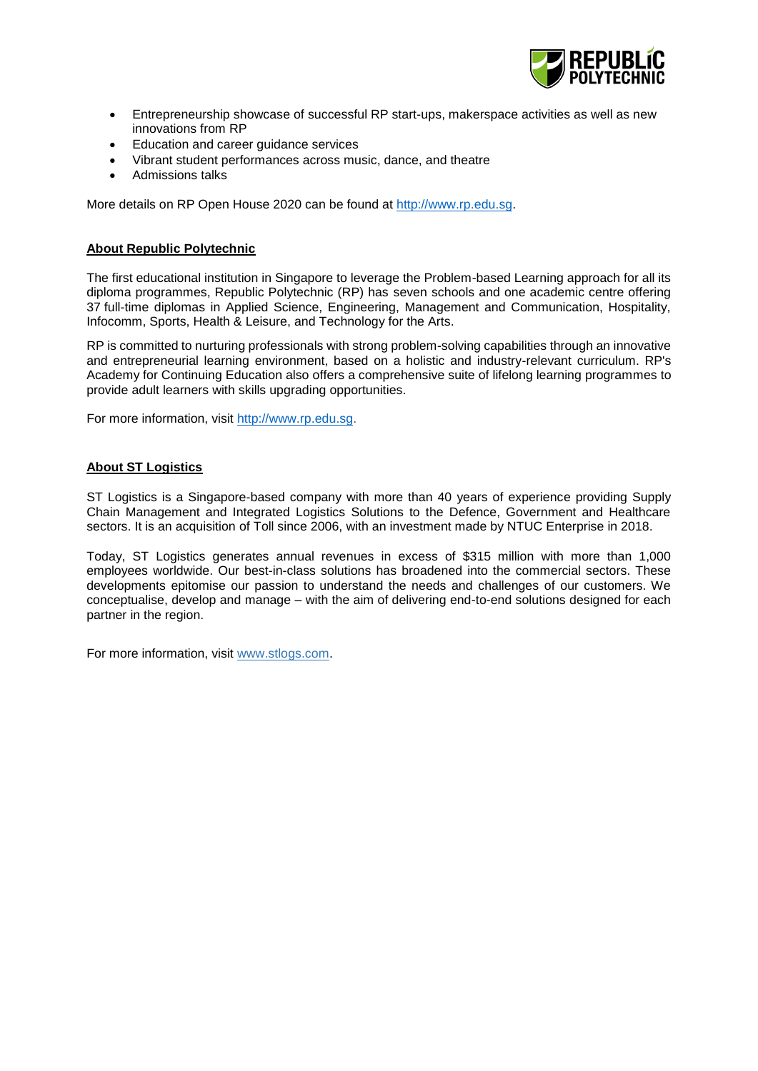- Entrepreneurship showcase of successful RP start-ups, makerspace activities as well as new innovations from RP
- Education and career guidance services
- Vibrant student performances across music, dance, and theatre
- Admissions talks

More details on RP Open House 2020 can be found at http://www.rp.edu.sg.

**About Republic Polytechnic**

The first educational institution in Singapore to leverage the Problem-based Learning approach for all its diploma programmes, Republic Polytechnic (RP) has seven schools and one academic centre offering 37 full-time diplomas in Applied Science, Engineering, Management and Communication, Hospitality, Infocomm, Sports, Health & Leisure, and Technology for the Arts.

RP is committed to nurturing professionals with strong problem-solving capabilities through an innovative and entrepreneurial learning environment, based on a holistic and industry-relevant curriculum. RP's Academy for Continuing Education also offers a comprehensive suite of lifelong learning programmes to provide adult learners with skills upgrading opportunities.

For more information, visit http://www.rp.edu.sg.

**About ST Logistics**

ST Logistics is a Singapore-based company with more than 40 years of experience providing Supply Chain Management and Integrated Logistics Solutions to the Defence, Government and Healthcare sectors. It is an acquisition of Toll since 2006, with an investment made by NTUC Enterprise in 2018.

Today, ST Logistics generates annual revenues in excess of $315 million with more than 1,000 employees worldwide. Our best-in-class solutions has broadened into the commercial sectors. These developments epitomise our passion to understand the needs and challenges of our customers. We conceptualise, develop and manage – with the aim of delivering end-to-end solutions designed for each partner in the region.

For more information, visit www.stlogs.com.